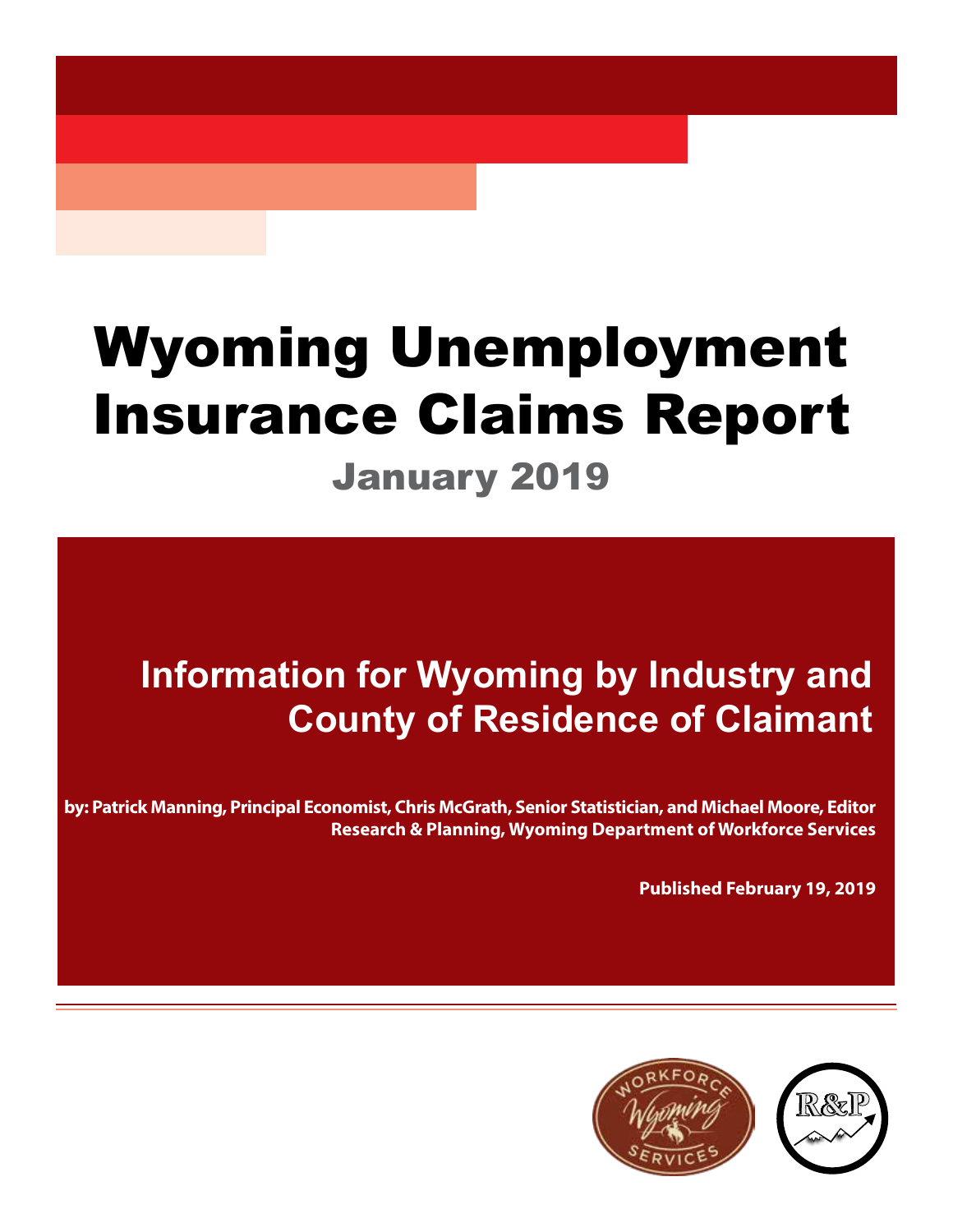# Wyoming Unemployment Insurance Claims Report

## January 2019

## Information for Wyoming by Industry and County of Residence of Claimant

**by: Patrick Manning, Principal Economist, Chris McGrath, Senior Statistician, and Michael Moore, Editor**
**Research & Planning, Wyoming Department of Workforce Services**

**Published February 19, 2019**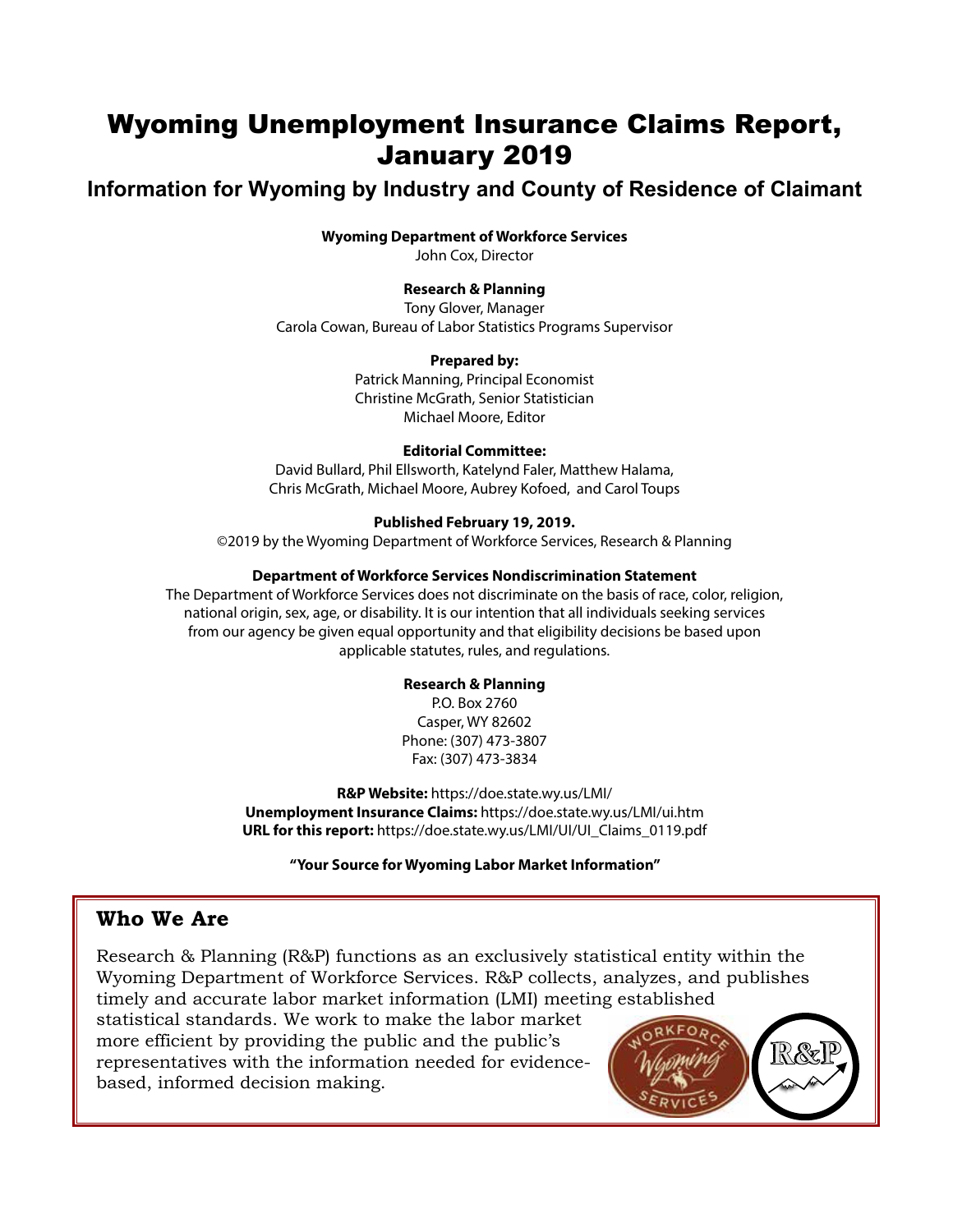# Wyoming Unemployment Insurance Claims Report, January 2019

## Information for Wyoming by Industry and County of Residence of Claimant

**Wyoming Department of Workforce Services**
John Cox, Director

**Research & Planning**
Tony Glover, Manager
Carola Cowan, Bureau of Labor Statistics Programs Supervisor

**Prepared by:**
Patrick Manning, Principal Economist
Christine McGrath, Senior Statistician
Michael Moore, Editor

**Editorial Committee:**
David Bullard, Phil Ellsworth, Katelynd Faler, Matthew Halama, Chris McGrath, Michael Moore, Aubrey Kofoed, and Carol Toups

**Published February 19, 2019.**
©2019 by the Wyoming Department of Workforce Services, Research & Planning

**Department of Workforce Services Nondiscrimination Statement**
The Department of Workforce Services does not discriminate on the basis of race, color, religion, national origin, sex, age, or disability. It is our intention that all individuals seeking services from our agency be given equal opportunity and that eligibility decisions be based upon applicable statutes, rules, and regulations.

**Research & Planning**
P.O. Box 2760
Casper, WY 82602
Phone: (307) 473-3807
Fax: (307) 473-3834

**R&P Website:** https://doe.state.wy.us/LMI/
**Unemployment Insurance Claims:** https://doe.state.wy.us/LMI/ui.htm
**URL for this report:** https://doe.state.wy.us/LMI/UI/UI_Claims_0119.pdf

**"Your Source for Wyoming Labor Market Information"**

## Who We Are

Research & Planning (R&P) functions as an exclusively statistical entity within the Wyoming Department of Workforce Services. R&P collects, analyzes, and publishes timely and accurate labor market information (LMI) meeting established statistical standards. We work to make the labor market more efficient by providing the public and the public's representatives with the information needed for evidence-based, informed decision making.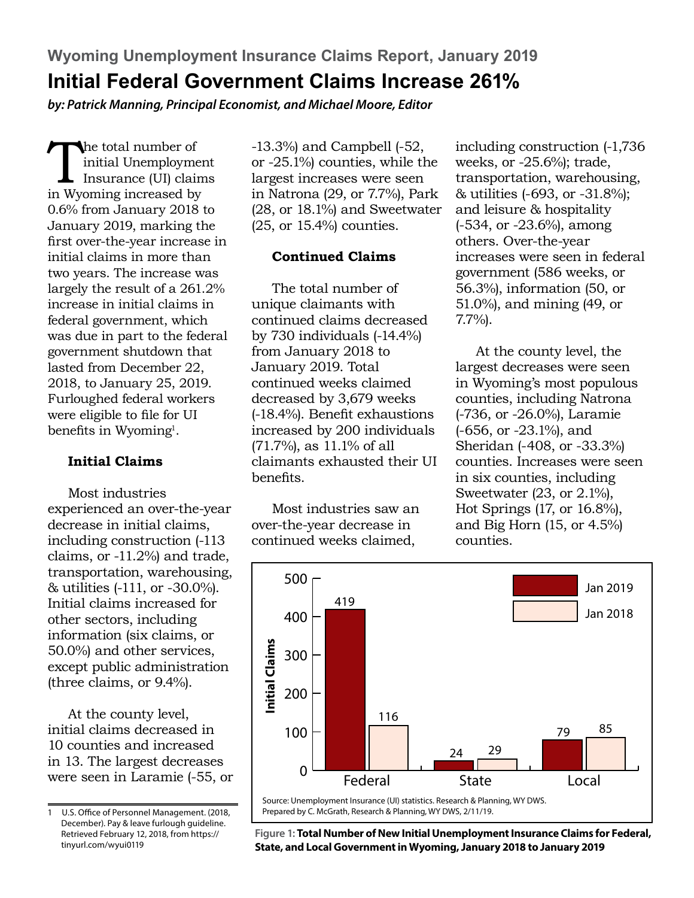Wyoming Unemployment Insurance Claims Report, January 2019

# Initial Federal Government Claims Increase 261%

***by: Patrick Manning, Principal Economist, and Michael Moore, Editor***

The total number of initial Unemployment Insurance (UI) claims in Wyoming increased by 0.6% from January 2018 to January 2019, marking the first over-the-year increase in initial claims in more than two years. The increase was largely the result of a 261.2% increase in initial claims in federal government, which was due in part to the federal government shutdown that lasted from December 22, 2018, to January 25, 2019. Furloughed federal workers were eligible to file for UI benefits in Wyoming[1].

### Initial Claims

Most industries experienced an over-the-year decrease in initial claims, including construction (-113 claims, or -11.2%) and trade, transportation, warehousing, & utilities (-111, or -30.0%). Initial claims increased for other sectors, including information (six claims, or 50.0%) and other services, except public administration (three claims, or 9.4%).

At the county level, initial claims decreased in 10 counties and increased in 13. The largest decreases were seen in Laramie (-55, or -13.3%) and Campbell (-52, or -25.1%) counties, while the largest increases were seen in Natrona (29, or 7.7%), Park (28, or 18.1%) and Sweetwater (25, or 15.4%) counties.

### Continued Claims

The total number of unique claimants with continued claims decreased by 730 individuals (-14.4%) from January 2018 to January 2019. Total continued weeks claimed decreased by 3,679 weeks (-18.4%). Benefit exhaustions increased by 200 individuals (71.7%), as 11.1% of all claimants exhausted their UI benefits.

Most industries saw an over-the-year decrease in continued weeks claimed, including construction (-1,736 weeks, or -25.6%); trade, transportation, warehousing, & utilities (-693, or -31.8%); and leisure & hospitality (-534, or -23.6%), among others. Over-the-year increases were seen in federal government (586 weeks, or 56.3%), information (50, or 51.0%), and mining (49, or 7.7%).

At the county level, the largest decreases were seen in Wyoming's most populous counties, including Natrona (-736, or -26.0%), Laramie (-656, or -23.1%), and Sheridan (-408, or -33.3%) counties. Increases were seen in six counties, including Sweetwater (23, or 2.1%), Hot Springs (17, or 16.8%), and Big Horn (15, or 4.5%) counties.

| Initial Claims | Jan 2019 | Jan 2018 |
|---|---|---|
| Federal | 419 | 116 |
| State | 24 | 29 |
| Local | 79 | 85 |

Source: Unemployment Insurance (UI) statistics. Research & Planning, WY DWS.
Prepared by C. McGrath, Research & Planning, WY DWS, 2/11/19.

Figure 1: **Total Number of New Initial Unemployment Insurance Claims for Federal, State, and Local Government in Wyoming, January 2018 to January 2019**

1 U.S. Office of Personnel Management. (2018, December). Pay & leave furlough guideline. Retrieved February 12, 2018, from https://tinyurl.com/wyui0119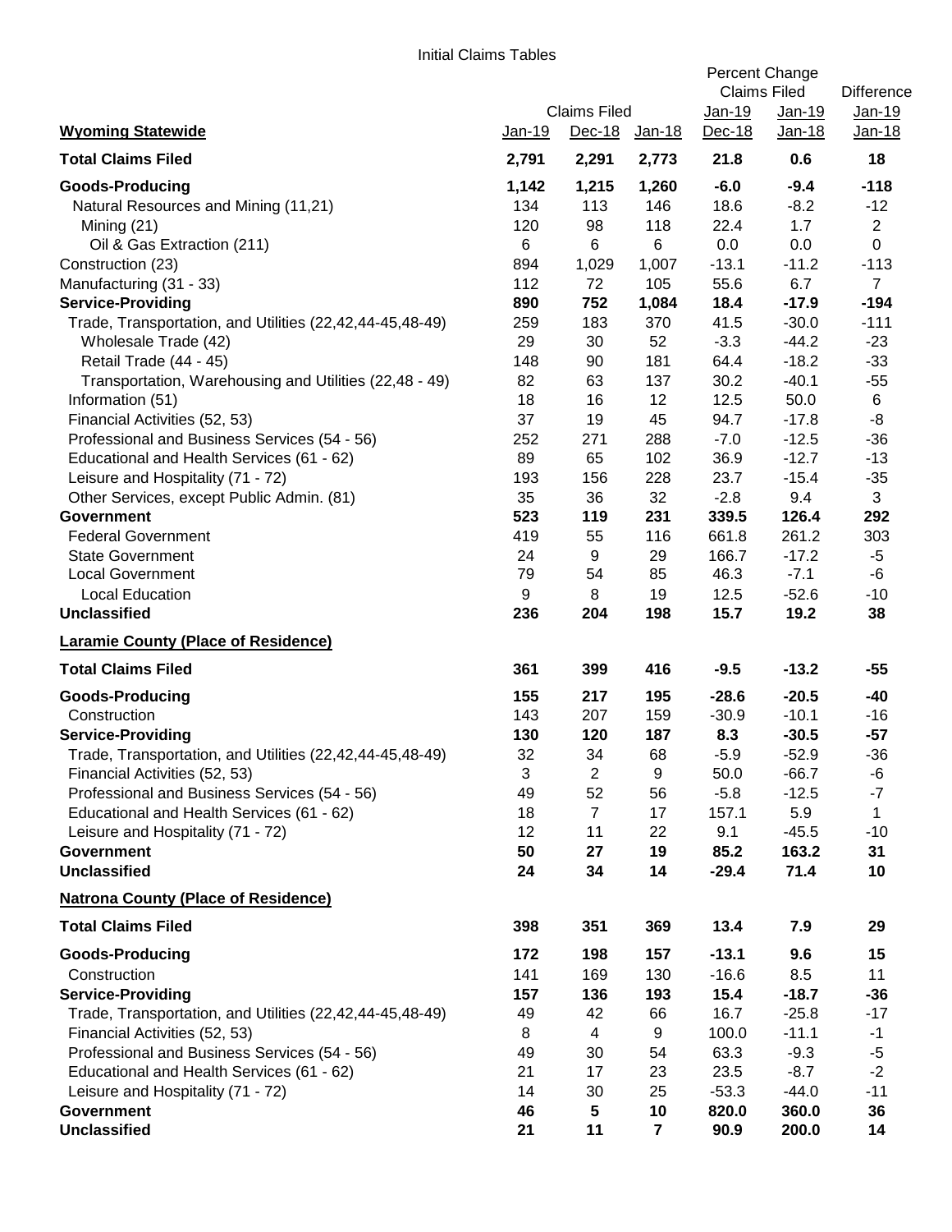Initial Claims Tables

| Wyoming Statewide | Claims Filed Jan-19 | Claims Filed Dec-18 | Claims Filed Jan-18 | Percent Change Claims Filed Jan-19 Dec-18 | Percent Change Claims Filed Jan-19 Jan-18 | Difference Jan-19 Jan-18 |
|---|---|---|---|---|---|---|
| **Total Claims Filed** | **2,791** | **2,291** | **2,773** | **21.8** | **0.6** | **18** |
| **Goods-Producing** | **1,142** | **1,215** | **1,260** | **-6.0** | **-9.4** | **-118** |
| Natural Resources and Mining (11,21) | 134 | 113 | 146 | 18.6 | -8.2 | -12 |
| Mining (21) | 120 | 98 | 118 | 22.4 | 1.7 | 2 |
| Oil & Gas Extraction (211) | 6 | 6 | 6 | 0.0 | 0.0 | 0 |
| Construction (23) | 894 | 1,029 | 1,007 | -13.1 | -11.2 | -113 |
| Manufacturing (31 - 33) | 112 | 72 | 105 | 55.6 | 6.7 | 7 |
| **Service-Providing** | **890** | **752** | **1,084** | **18.4** | **-17.9** | **-194** |
| Trade, Transportation, and Utilities (22,42,44-45,48-49) | 259 | 183 | 370 | 41.5 | -30.0 | -111 |
| Wholesale Trade (42) | 29 | 30 | 52 | -3.3 | -44.2 | -23 |
| Retail Trade (44 - 45) | 148 | 90 | 181 | 64.4 | -18.2 | -33 |
| Transportation, Warehousing and Utilities (22,48 - 49) | 82 | 63 | 137 | 30.2 | -40.1 | -55 |
| Information (51) | 18 | 16 | 12 | 12.5 | 50.0 | 6 |
| Financial Activities (52, 53) | 37 | 19 | 45 | 94.7 | -17.8 | -8 |
| Professional and Business Services (54 - 56) | 252 | 271 | 288 | -7.0 | -12.5 | -36 |
| Educational and Health Services (61 - 62) | 89 | 65 | 102 | 36.9 | -12.7 | -13 |
| Leisure and Hospitality (71 - 72) | 193 | 156 | 228 | 23.7 | -15.4 | -35 |
| Other Services, except Public Admin. (81) | 35 | 36 | 32 | -2.8 | 9.4 | 3 |
| **Government** | **523** | **119** | **231** | **339.5** | **126.4** | **292** |
| Federal Government | 419 | 55 | 116 | 661.8 | 261.2 | 303 |
| State Government | 24 | 9 | 29 | 166.7 | -17.2 | -5 |
| Local Government | 79 | 54 | 85 | 46.3 | -7.1 | -6 |
| Local Education | 9 | 8 | 19 | 12.5 | -52.6 | -10 |
| **Unclassified** | **236** | **204** | **198** | **15.7** | **19.2** | **38** |
| **Laramie County (Place of Residence)** | | | | | | |
| **Total Claims Filed** | **361** | **399** | **416** | **-9.5** | **-13.2** | **-55** |
| **Goods-Producing** | **155** | **217** | **195** | **-28.6** | **-20.5** | **-40** |
| Construction | 143 | 207 | 159 | -30.9 | -10.1 | -16 |
| **Service-Providing** | **130** | **120** | **187** | **8.3** | **-30.5** | **-57** |
| Trade, Transportation, and Utilities (22,42,44-45,48-49) | 32 | 34 | 68 | -5.9 | -52.9 | -36 |
| Financial Activities (52, 53) | 3 | 2 | 9 | 50.0 | -66.7 | -6 |
| Professional and Business Services (54 - 56) | 49 | 52 | 56 | -5.8 | -12.5 | -7 |
| Educational and Health Services (61 - 62) | 18 | 7 | 17 | 157.1 | 5.9 | 1 |
| Leisure and Hospitality (71 - 72) | 12 | 11 | 22 | 9.1 | -45.5 | -10 |
| **Government** | **50** | **27** | **19** | **85.2** | **163.2** | **31** |
| **Unclassified** | **24** | **34** | **14** | **-29.4** | **71.4** | **10** |
| **Natrona County (Place of Residence)** | | | | | | |
| **Total Claims Filed** | **398** | **351** | **369** | **13.4** | **7.9** | **29** |
| **Goods-Producing** | **172** | **198** | **157** | **-13.1** | **9.6** | **15** |
| Construction | 141 | 169 | 130 | -16.6 | 8.5 | 11 |
| **Service-Providing** | **157** | **136** | **193** | **15.4** | **-18.7** | **-36** |
| Trade, Transportation, and Utilities (22,42,44-45,48-49) | 49 | 42 | 66 | 16.7 | -25.8 | -17 |
| Financial Activities (52, 53) | 8 | 4 | 9 | 100.0 | -11.1 | -1 |
| Professional and Business Services (54 - 56) | 49 | 30 | 54 | 63.3 | -9.3 | -5 |
| Educational and Health Services (61 - 62) | 21 | 17 | 23 | 23.5 | -8.7 | -2 |
| Leisure and Hospitality (71 - 72) | 14 | 30 | 25 | -53.3 | -44.0 | -11 |
| **Government** | **46** | **5** | **10** | **820.0** | **360.0** | **36** |
| **Unclassified** | **21** | **11** | **7** | **90.9** | **200.0** | **14** |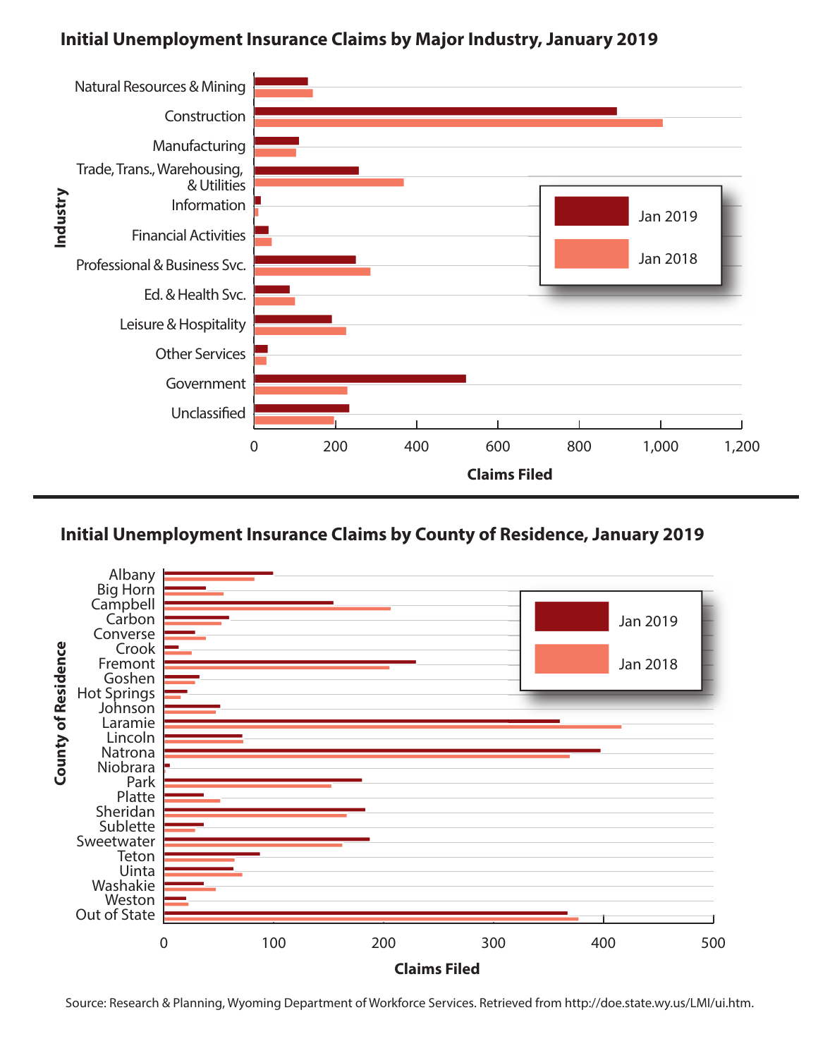## Initial Unemployment Insurance Claims by Major Industry, January 2019

Industry

- Natural Resources & Mining
- Construction
- Manufacturing
- Trade, Trans., Warehousing, & Utilities
- Information
- Financial Activities
- Professional & Business Svc.
- Ed. & Health Svc.
- Leisure & Hospitality
- Other Services
- Government
- Unclassified

Jan 2019 | Jan 2018

0 | 200 | 400 | 600 | 800 | 1,000 | 1,200

Claims Filed

## Initial Unemployment Insurance Claims by County of Residence, January 2019

County of Residence

- Albany
- Big Horn
- Campbell
- Carbon
- Converse
- Crook
- Fremont
- Goshen
- Hot Springs
- Johnson
- Laramie
- Lincoln
- Natrona
- Niobrara
- Park
- Platte
- Sheridan
- Sublette
- Sweetwater
- Teton
- Uinta
- Washakie
- Weston
- Out of State

Jan 2019 | Jan 2018

0 | 100 | 200 | 300 | 400 | 500

Claims Filed

Source: Research & Planning, Wyoming Department of Workforce Services. Retrieved from http://doe.state.wy.us/LMI/ui.htm.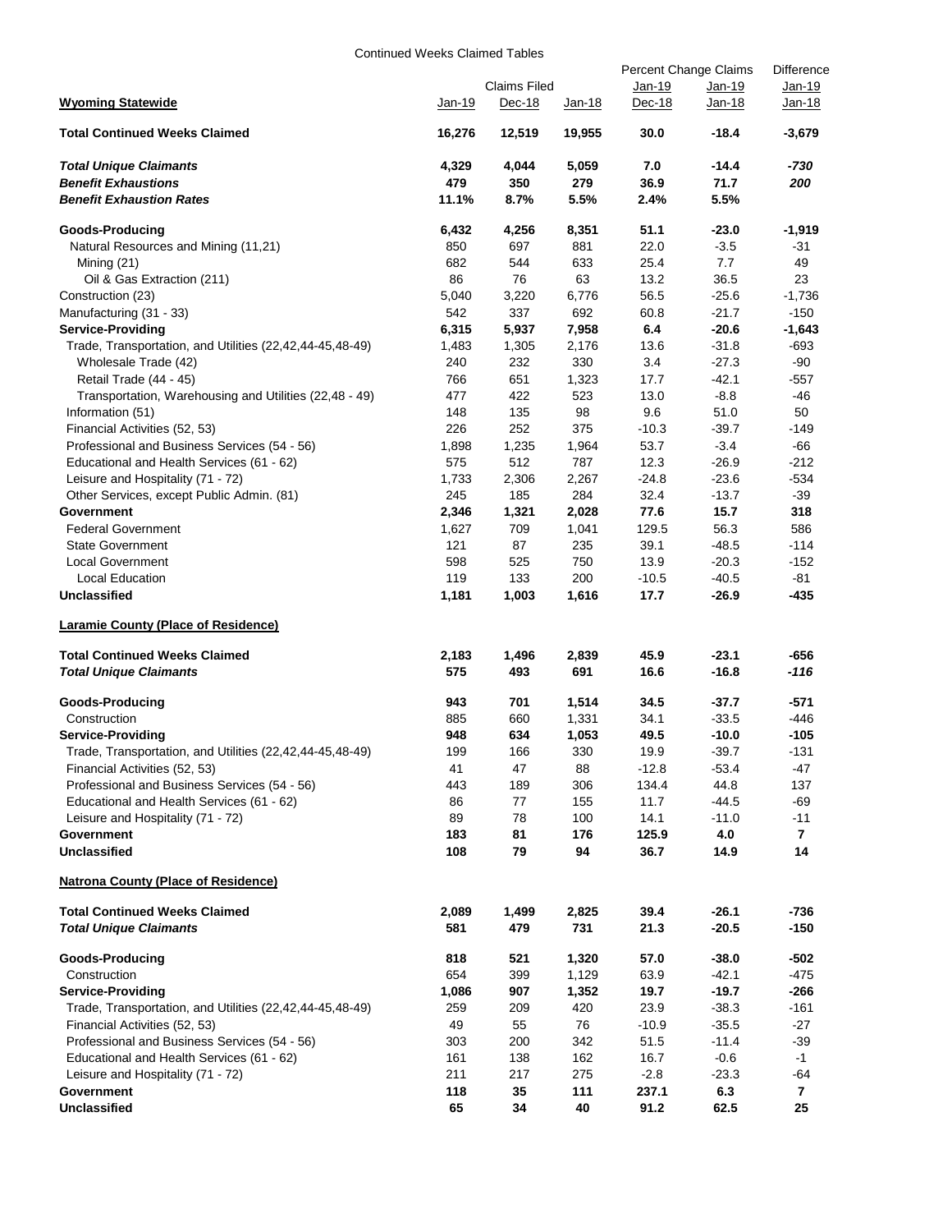Continued Weeks Claimed Tables

| Wyoming Statewide | Claims Filed | | | Percent Change Claims | | Difference |
|---|---|---|---|---|---|---|
| | Jan-19 | Dec-18 | Jan-18 | Jan-19 Dec-18 | Jan-19 Jan-18 | Jan-19 Jan-18 |
| **Total Continued Weeks Claimed** | **16,276** | **12,519** | **19,955** | **30.0** | **-18.4** | **-3,679** |
| ***Total Unique Claimants*** | **4,329** | **4,044** | **5,059** | **7.0** | **-14.4** | ***-730*** |
| ***Benefit Exhaustions*** | **479** | **350** | **279** | **36.9** | **71.7** | ***200*** |
| ***Benefit Exhaustion Rates*** | **11.1%** | **8.7%** | **5.5%** | **2.4%** | **5.5%** | |
| **Goods-Producing** | **6,432** | **4,256** | **8,351** | **51.1** | **-23.0** | **-1,919** |
| Natural Resources and Mining (11,21) | 850 | 697 | 881 | 22.0 | -3.5 | -31 |
| Mining (21) | 682 | 544 | 633 | 25.4 | 7.7 | 49 |
| Oil & Gas Extraction (211) | 86 | 76 | 63 | 13.2 | 36.5 | 23 |
| Construction (23) | 5,040 | 3,220 | 6,776 | 56.5 | -25.6 | -1,736 |
| Manufacturing (31 - 33) | 542 | 337 | 692 | 60.8 | -21.7 | -150 |
| **Service-Providing** | **6,315** | **5,937** | **7,958** | **6.4** | **-20.6** | **-1,643** |
| Trade, Transportation, and Utilities (22,42,44-45,48-49) | 1,483 | 1,305 | 2,176 | 13.6 | -31.8 | -693 |
| Wholesale Trade (42) | 240 | 232 | 330 | 3.4 | -27.3 | -90 |
| Retail Trade (44 - 45) | 766 | 651 | 1,323 | 17.7 | -42.1 | -557 |
| Transportation, Warehousing and Utilities (22,48 - 49) | 477 | 422 | 523 | 13.0 | -8.8 | -46 |
| Information (51) | 148 | 135 | 98 | 9.6 | 51.0 | 50 |
| Financial Activities (52, 53) | 226 | 252 | 375 | -10.3 | -39.7 | -149 |
| Professional and Business Services (54 - 56) | 1,898 | 1,235 | 1,964 | 53.7 | -3.4 | -66 |
| Educational and Health Services (61 - 62) | 575 | 512 | 787 | 12.3 | -26.9 | -212 |
| Leisure and Hospitality (71 - 72) | 1,733 | 2,306 | 2,267 | -24.8 | -23.6 | -534 |
| Other Services, except Public Admin. (81) | 245 | 185 | 284 | 32.4 | -13.7 | -39 |
| **Government** | **2,346** | **1,321** | **2,028** | **77.6** | **15.7** | **318** |
| Federal Government | 1,627 | 709 | 1,041 | 129.5 | 56.3 | 586 |
| State Government | 121 | 87 | 235 | 39.1 | -48.5 | -114 |
| Local Government | 598 | 525 | 750 | 13.9 | -20.3 | -152 |
| Local Education | 119 | 133 | 200 | -10.5 | -40.5 | -81 |
| **Unclassified** | **1,181** | **1,003** | **1,616** | **17.7** | **-26.9** | **-435** |

**Laramie County (Place of Residence)**

| | Jan-19 | Dec-18 | Jan-18 | Jan-19 Dec-18 | Jan-19 Jan-18 | Jan-19 Jan-18 |
|---|---|---|---|---|---|---|
| **Total Continued Weeks Claimed** | **2,183** | **1,496** | **2,839** | **45.9** | **-23.1** | **-656** |
| ***Total Unique Claimants*** | **575** | **493** | **691** | **16.6** | **-16.8** | ***-116*** |
| **Goods-Producing** | **943** | **701** | **1,514** | **34.5** | **-37.7** | **-571** |
| Construction | 885 | 660 | 1,331 | 34.1 | -33.5 | -446 |
| **Service-Providing** | **948** | **634** | **1,053** | **49.5** | **-10.0** | **-105** |
| Trade, Transportation, and Utilities (22,42,44-45,48-49) | 199 | 166 | 330 | 19.9 | -39.7 | -131 |
| Financial Activities (52, 53) | 41 | 47 | 88 | -12.8 | -53.4 | -47 |
| Professional and Business Services (54 - 56) | 443 | 189 | 306 | 134.4 | 44.8 | 137 |
| Educational and Health Services (61 - 62) | 86 | 77 | 155 | 11.7 | -44.5 | -69 |
| Leisure and Hospitality (71 - 72) | 89 | 78 | 100 | 14.1 | -11.0 | -11 |
| **Government** | **183** | **81** | **176** | **125.9** | **4.0** | **7** |
| **Unclassified** | **108** | **79** | **94** | **36.7** | **14.9** | **14** |

**Natrona County (Place of Residence)**

| | Jan-19 | Dec-18 | Jan-18 | Jan-19 Dec-18 | Jan-19 Jan-18 | Jan-19 Jan-18 |
|---|---|---|---|---|---|---|
| **Total Continued Weeks Claimed** | **2,089** | **1,499** | **2,825** | **39.4** | **-26.1** | **-736** |
| ***Total Unique Claimants*** | **581** | **479** | **731** | **21.3** | **-20.5** | **-150** |
| **Goods-Producing** | **818** | **521** | **1,320** | **57.0** | **-38.0** | **-502** |
| Construction | 654 | 399 | 1,129 | 63.9 | -42.1 | -475 |
| **Service-Providing** | **1,086** | **907** | **1,352** | **19.7** | **-19.7** | **-266** |
| Trade, Transportation, and Utilities (22,42,44-45,48-49) | 259 | 209 | 420 | 23.9 | -38.3 | -161 |
| Financial Activities (52, 53) | 49 | 55 | 76 | -10.9 | -35.5 | -27 |
| Professional and Business Services (54 - 56) | 303 | 200 | 342 | 51.5 | -11.4 | -39 |
| Educational and Health Services (61 - 62) | 161 | 138 | 162 | 16.7 | -0.6 | -1 |
| Leisure and Hospitality (71 - 72) | 211 | 217 | 275 | -2.8 | -23.3 | -64 |
| **Government** | **118** | **35** | **111** | **237.1** | **6.3** | **7** |
| **Unclassified** | **65** | **34** | **40** | **91.2** | **62.5** | **25** |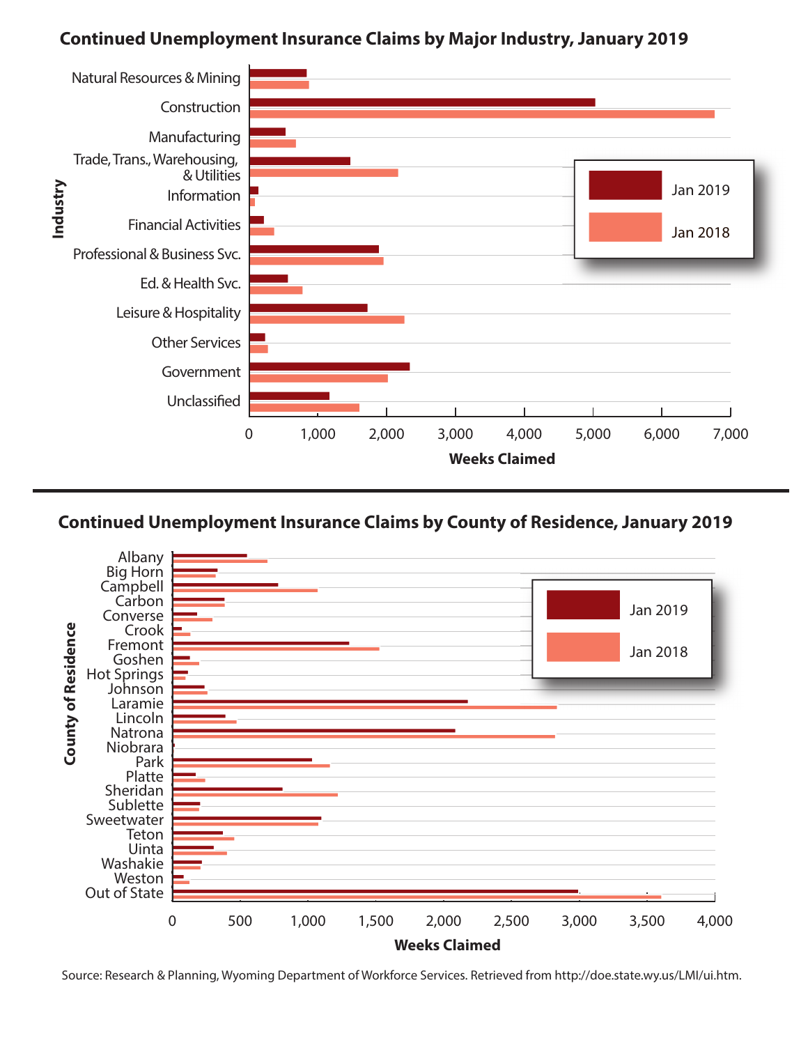## Continued Unemployment Insurance Claims by Major Industry, January 2019

Industry

- Natural Resources & Mining
- Construction
- Manufacturing
- Trade, Trans., Warehousing, & Utilities
- Information
- Financial Activities
- Professional & Business Svc.
- Ed. & Health Svc.
- Leisure & Hospitality
- Other Services
- Government
- Unclassified

0 | 1,000 | 2,000 | 3,000 | 4,000 | 5,000 | 6,000 | 7,000

Weeks Claimed

Legend: Jan 2019, Jan 2018

## Continued Unemployment Insurance Claims by County of Residence, January 2019

County of Residence

- Albany
- Big Horn
- Campbell
- Carbon
- Converse
- Crook
- Fremont
- Goshen
- Hot Springs
- Johnson
- Laramie
- Lincoln
- Natrona
- Niobrara
- Park
- Platte
- Sheridan
- Sublette
- Sweetwater
- Teton
- Uinta
- Washakie
- Weston
- Out of State

0 | 500 | 1,000 | 1,500 | 2,000 | 2,500 | 3,000 | 3,500 | 4,000

Weeks Claimed

Legend: Jan 2019, Jan 2018

Source: Research & Planning, Wyoming Department of Workforce Services. Retrieved from http://doe.state.wy.us/LMI/ui.htm.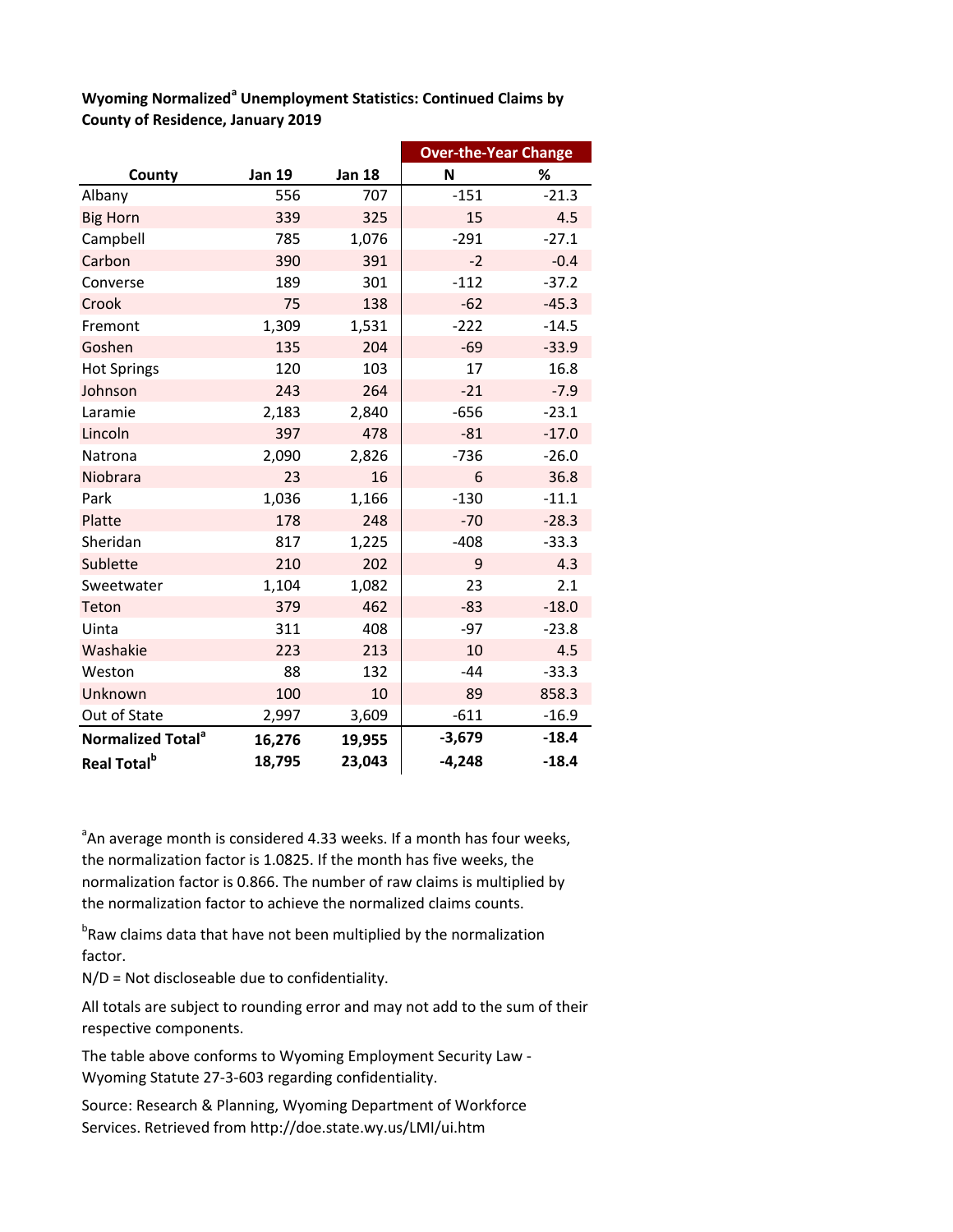**Wyoming Normalized[a] Unemployment Statistics: Continued Claims by County of Residence, January 2019**

| | | | Over-the-Year Change | |
|---|---|---|---|---|
| County | Jan 19 | Jan 18 | N | % |
| Albany | 556 | 707 | -151 | -21.3 |
| Big Horn | 339 | 325 | 15 | 4.5 |
| Campbell | 785 | 1,076 | -291 | -27.1 |
| Carbon | 390 | 391 | -2 | -0.4 |
| Converse | 189 | 301 | -112 | -37.2 |
| Crook | 75 | 138 | -62 | -45.3 |
| Fremont | 1,309 | 1,531 | -222 | -14.5 |
| Goshen | 135 | 204 | -69 | -33.9 |
| Hot Springs | 120 | 103 | 17 | 16.8 |
| Johnson | 243 | 264 | -21 | -7.9 |
| Laramie | 2,183 | 2,840 | -656 | -23.1 |
| Lincoln | 397 | 478 | -81 | -17.0 |
| Natrona | 2,090 | 2,826 | -736 | -26.0 |
| Niobrara | 23 | 16 | 6 | 36.8 |
| Park | 1,036 | 1,166 | -130 | -11.1 |
| Platte | 178 | 248 | -70 | -28.3 |
| Sheridan | 817 | 1,225 | -408 | -33.3 |
| Sublette | 210 | 202 | 9 | 4.3 |
| Sweetwater | 1,104 | 1,082 | 23 | 2.1 |
| Teton | 379 | 462 | -83 | -18.0 |
| Uinta | 311 | 408 | -97 | -23.8 |
| Washakie | 223 | 213 | 10 | 4.5 |
| Weston | 88 | 132 | -44 | -33.3 |
| Unknown | 100 | 10 | 89 | 858.3 |
| Out of State | 2,997 | 3,609 | -611 | -16.9 |
| **Normalized Total[a]** | **16,276** | **19,955** | **-3,679** | **-18.4** |
| **Real Total[b]** | **18,795** | **23,043** | **-4,248** | **-18.4** |

[a]An average month is considered 4.33 weeks. If a month has four weeks, the normalization factor is 1.0825. If the month has five weeks, the normalization factor is 0.866. The number of raw claims is multiplied by the normalization factor to achieve the normalized claims counts.

[b]Raw claims data that have not been multiplied by the normalization factor.

N/D = Not discloseable due to confidentiality.

All totals are subject to rounding error and may not add to the sum of their respective components.

The table above conforms to Wyoming Employment Security Law - Wyoming Statute 27-3-603 regarding confidentiality.

Source: Research & Planning, Wyoming Department of Workforce Services. Retrieved from http://doe.state.wy.us/LMI/ui.htm